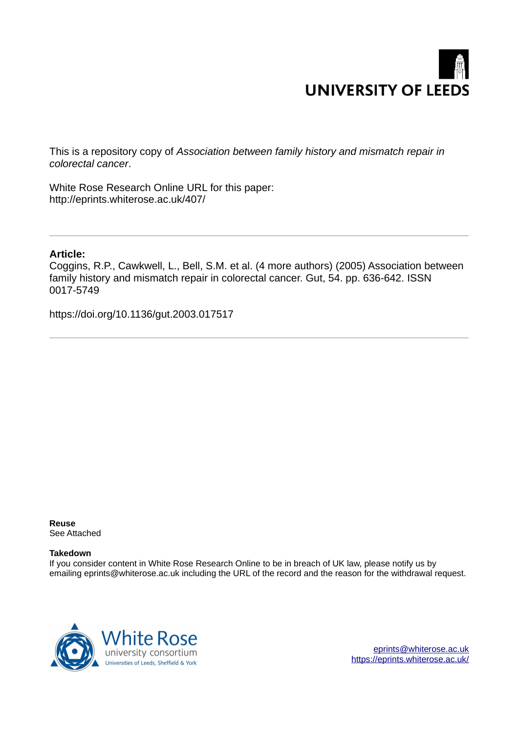UNIVERSITY OF LEEDS

This is a repository copy of *Association between family history and mismatch repair in colorectal cancer*.

White Rose Research Online URL for this paper:
http://eprints.whiterose.ac.uk/407/

---

**Article:**

Coggins, R.P., Cawkwell, L., Bell, S.M. et al. (4 more authors) (2005) Association between family history and mismatch repair in colorectal cancer. Gut, 54. pp. 636-642. ISSN 0017-5749

https://doi.org/10.1136/gut.2003.017517

---

**Reuse**

See Attached

**Takedown**

If you consider content in White Rose Research Online to be in breach of UK law, please notify us by emailing eprints@whiterose.ac.uk including the URL of the record and the reason for the withdrawal request.

White Rose university consortium
Universities of Leeds, Sheffield & York

eprints@whiterose.ac.uk
https://eprints.whiterose.ac.uk/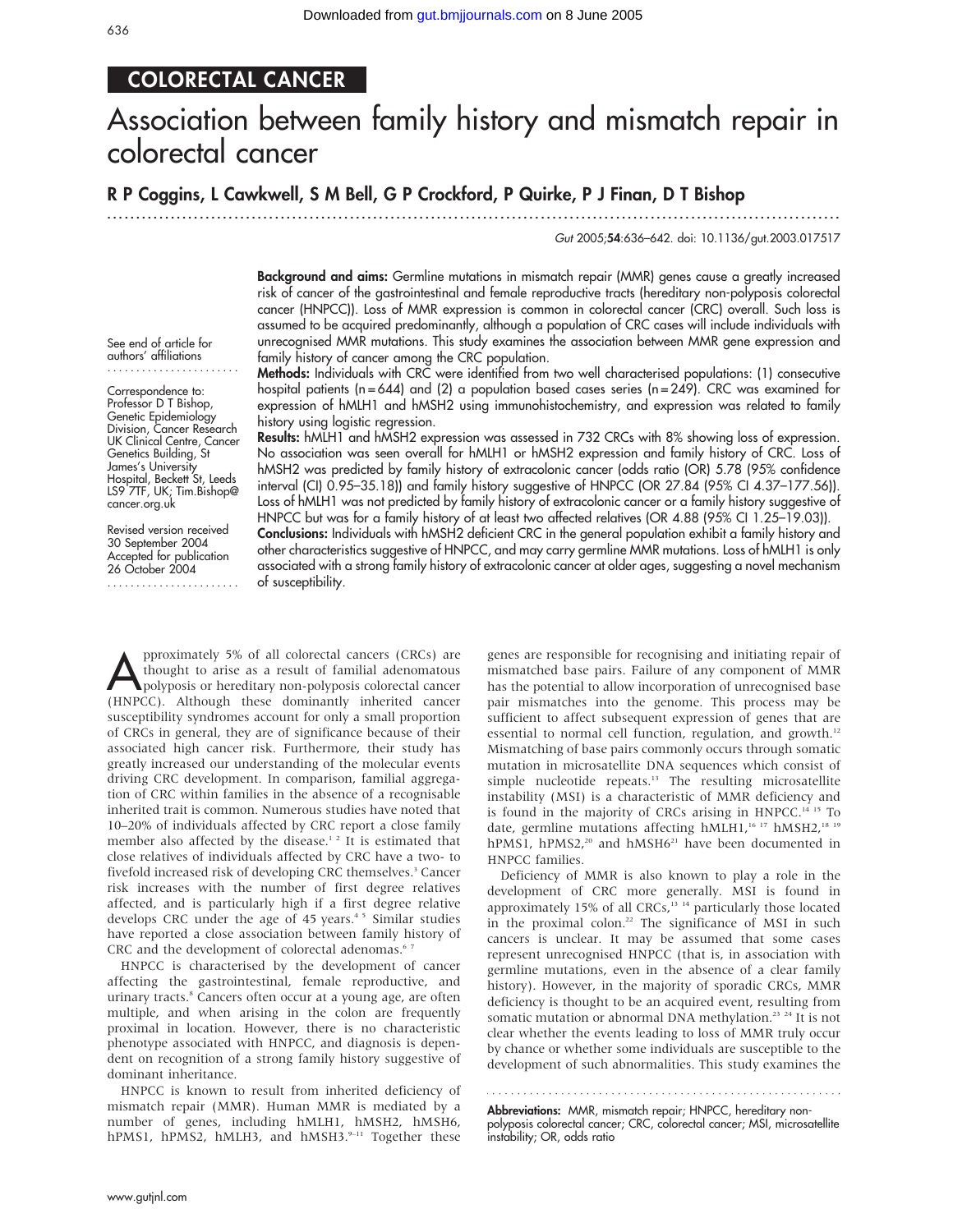## COLORECTAL CANCER

# Association between family history and mismatch repair in colorectal cancer

**R P Coggins, L Cawkwell, S M Bell, G P Crockford, P Quirke, P J Finan, D T Bishop**

*Gut* 2005;**54**:636–642. doi: 10.1136/gut.2003.017517

See end of article for authors' affiliations

Correspondence to: Professor D T Bishop, Genetic Epidemiology Division, Cancer Research UK Clinical Centre, Cancer Genetics Building, St James's University Hospital, Beckett St, Leeds LS9 7TF, UK; Tim.Bishop@cancer.org.uk

Revised version received 30 September 2004
Accepted for publication 26 October 2004

**Background and aims:** Germline mutations in mismatch repair (MMR) genes cause a greatly increased risk of cancer of the gastrointestinal and female reproductive tracts (hereditary non-polyposis colorectal cancer (HNPCC)). Loss of MMR expression is common in colorectal cancer (CRC) overall. Such loss is assumed to be acquired predominantly, although a population of CRC cases will include individuals with unrecognised MMR mutations. This study examines the association between MMR gene expression and family history of cancer among the CRC population.

**Methods:** Individuals with CRC were identified from two well characterised populations: (1) consecutive hospital patients (n = 644) and (2) a population based cases series (n = 249). CRC was examined for expression of hMLH1 and hMSH2 using immunohistochemistry, and expression was related to family history using logistic regression.

**Results:** hMLH1 and hMSH2 expression was assessed in 732 CRCs with 8% showing loss of expression. No association was seen overall for hMLH1 or hMSH2 expression and family history of CRC. Loss of hMSH2 was predicted by family history of extracolonic cancer (odds ratio (OR) 5.78 (95% confidence interval (CI) 0.95–35.18)) and family history suggestive of HNPCC (OR 27.84 (95% CI 4.37–177.56)). Loss of hMLH1 was not predicted by family history of extracolonic cancer or a family history suggestive of HNPCC but was for a family history of at least two affected relatives (OR 4.88 (95% CI 1.25–19.03)).

**Conclusions:** Individuals with hMSH2 deficient CRC in the general population exhibit a family history and other characteristics suggestive of HNPCC, and may carry germline MMR mutations. Loss of hMLH1 is only associated with a strong family history of extracolonic cancer at older ages, suggesting a novel mechanism of susceptibility.

Approximately 5% of all colorectal cancers (CRCs) are thought to arise as a result of familial adenomatous polyposis or hereditary non-polyposis colorectal cancer (HNPCC). Although these dominantly inherited cancer susceptibility syndromes account for only a small proportion of CRCs in general, they are of significance because of their associated high cancer risk. Furthermore, their study has greatly increased our understanding of the molecular events driving CRC development. In comparison, familial aggregation of CRC within families in the absence of a recognisable inherited trait is common. Numerous studies have noted that 10–20% of individuals affected by CRC report a close family member also affected by the disease.[1 2] It is estimated that close relatives of individuals affected by CRC have a two- to fivefold increased risk of developing CRC themselves.[3] Cancer risk increases with the number of first degree relatives affected, and is particularly high if a first degree relative develops CRC under the age of 45 years.[4 5] Similar studies have reported a close association between family history of CRC and the development of colorectal adenomas.[6 7]

HNPCC is characterised by the development of cancer affecting the gastrointestinal, female reproductive, and urinary tracts.[8] Cancers often occur at a young age, are often multiple, and when arising in the colon are frequently proximal in location. However, there is no characteristic phenotype associated with HNPCC, and diagnosis is dependent on recognition of a strong family history suggestive of dominant inheritance.

HNPCC is known to result from inherited deficiency of mismatch repair (MMR). Human MMR is mediated by a number of genes, including hMLH1, hMSH2, hMSH6, hPMS1, hPMS2, hMLH3, and hMSH3.[9–11] Together these genes are responsible for recognising and initiating repair of mismatched base pairs. Failure of any component of MMR has the potential to allow incorporation of unrecognised base pair mismatches into the genome. This process may be sufficient to affect subsequent expression of genes that are essential to normal cell function, regulation, and growth.[12] Mismatching of base pairs commonly occurs through somatic mutation in microsatellite DNA sequences which consist of simple nucleotide repeats.[13] The resulting microsatellite instability (MSI) is a characteristic of MMR deficiency and is found in the majority of CRCs arising in HNPCC.[14 15] To date, germline mutations affecting hMLH1,[16 17] hMSH2,[18 19] hPMS1, hPMS2,[20] and hMSH6[21] have been documented in HNPCC families.

Deficiency of MMR is also known to play a role in the development of CRC more generally. MSI is found in approximately 15% of all CRCs,[13 14] particularly those located in the proximal colon.[22] The significance of MSI in such cancers is unclear. It may be assumed that some cases represent unrecognised HNPCC (that is, in association with germline mutations, even in the absence of a clear family history). However, in the majority of sporadic CRCs, MMR deficiency is thought to be an acquired event, resulting from somatic mutation or abnormal DNA methylation.[23 24] It is not clear whether the events leading to loss of MMR truly occur by chance or whether some individuals are susceptible to the development of such abnormalities. This study examines the

**Abbreviations:** MMR, mismatch repair; HNPCC, hereditary non-polyposis colorectal cancer; CRC, colonic cancer; MSI, microsatellite instability; OR, odds ratio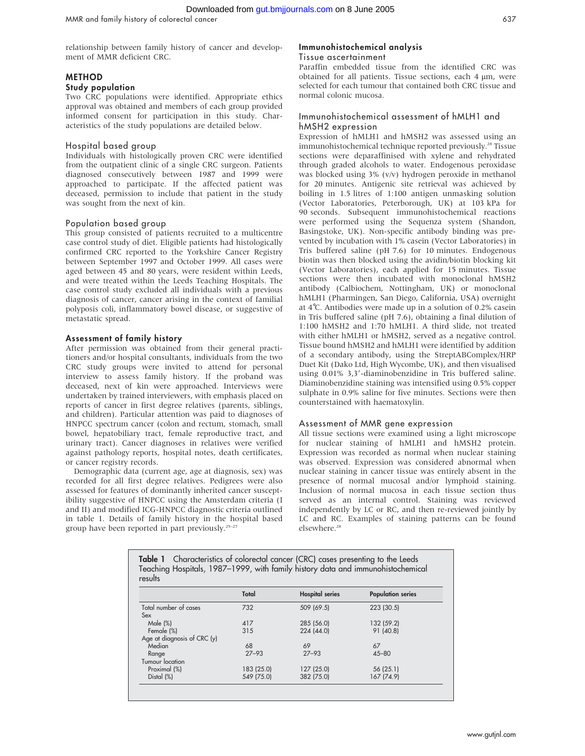relationship between family history of cancer and development of MMR deficient CRC.

## METHOD

### Study population

Two CRC populations were identified. Appropriate ethics approval was obtained and members of each group provided informed consent for participation in this study. Characteristics of the study populations are detailed below.

#### Hospital based group

Individuals with histologically proven CRC were identified from the outpatient clinic of a single CRC surgeon. Patients diagnosed consecutively between 1987 and 1999 were approached to participate. If the affected patient was deceased, permission to include that patient in the study was sought from the next of kin.

#### Population based group

This group consisted of patients recruited to a multicentre case control study of diet. Eligible patients had histologically confirmed CRC reported to the Yorkshire Cancer Registry between September 1997 and October 1999. All cases were aged between 45 and 80 years, were resident within Leeds, and were treated within the Leeds Teaching Hospitals. The case control study excluded all individuals with a previous diagnosis of cancer, cancer arising in the context of familial polyposis coli, inflammatory bowel disease, or suggestive of metastatic spread.

### Assessment of family history

After permission was obtained from their general practitioners and/or hospital consultants, individuals from the two CRC study groups were invited to attend for personal interview to assess family history. If the proband was deceased, next of kin were approached. Interviews were undertaken by trained interviewers, with emphasis placed on reports of cancer in first degree relatives (parents, siblings, and children). Particular attention was paid to diagnoses of HNPCC spectrum cancer (colon and rectum, stomach, small bowel, hepatobiliary tract, female reproductive tract, and urinary tract). Cancer diagnoses in relatives were verified against pathology reports, hospital notes, death certificates, or cancer registry records.

Demographic data (current age, age at diagnosis, sex) was recorded for all first degree relatives. Pedigrees were also assessed for features of dominantly inherited cancer susceptibility suggestive of HNPCC using the Amsterdam criteria (I and II) and modified ICG-HNPCC diagnostic criteria outlined in table 1. Details of family history in the hospital based group have been reported in part previously.[25–27]

### Immunohistochemical analysis

#### Tissue ascertainment

Paraffin embedded tissue from the identified CRC was obtained for all patients. Tissue sections, each 4 μm, were selected for each tumour that contained both CRC tissue and normal colonic mucosa.

#### Immunohistochemical assessment of hMLH1 and hMSH2 expression

Expression of hMLH1 and hMSH2 was assessed using an immunohistochemical technique reported previously.[28] Tissue sections were deparaffinised with xylene and rehydrated through graded alcohols to water. Endogenous peroxidase was blocked using 3% (v/v) hydrogen peroxide in methanol for 20 minutes. Antigenic site retrieval was achieved by boiling in 1.5 litres of 1:100 antigen unmasking solution (Vector Laboratories, Peterborough, UK) at 103 kPa for 90 seconds. Subsequent immunohistochemical reactions were performed using the Sequenza system (Shandon, Basingstoke, UK). Non-specific antibody binding was prevented by incubation with 1% casein (Vector Laboratories) in Tris buffered saline (pH 7.6) for 10 minutes. Endogenous biotin was then blocked using the avidin/biotin blocking kit (Vector Laboratories), each applied for 15 minutes. Tissue sections were then incubated with monoclonal hMSH2 antibody (Calbiochem, Nottingham, UK) or monoclonal hMLH1 (Pharmingen, San Diego, California, USA) overnight at 4°C. Antibodies were made up in a solution of 0.2% casein in Tris buffered saline (pH 7.6), obtaining a final dilution of 1:100 hMSH2 and 1:70 hMLH1. A third slide, not treated with either hMLH1 or hMSH2, served as a negative control. Tissue bound hMSH2 and hMLH1 were identified by addition of a secondary antibody, using the StreptABComplex/HRP Duet Kit (Dako Ltd, High Wycombe, UK), and then visualised using 0.01% 3,3′-diaminobenzidine in Tris buffered saline. Diaminobenzidine staining was intensified using 0.5% copper sulphate in 0.9% saline for five minutes. Sections were then counterstained with haematoxylin.

#### Assessment of MMR gene expression

All tissue sections were examined using a light microscope for nuclear staining of hMLH1 and hMSH2 protein. Expression was recorded as normal when nuclear staining was observed. Expression was considered abnormal when nuclear staining in cancer tissue was entirely absent in the presence of normal mucosal and/or lymphoid staining. Inclusion of normal mucosa in each tissue section thus served as an internal control. Staining was reviewed independently by LC or RC, and then re-reviewed jointly by LC and RC. Examples of staining patterns can be found elsewhere.[28]

**Table 1** Characteristics of colorectal cancer (CRC) cases presenting to the Leeds Teaching Hospitals, 1987–1999, with family history data and immunohistochemical results

| | Total | Hospital series | Population series |
|---|---|---|---|
| Total number of cases | 732 | 509 (69.5) | 223 (30.5) |
| Sex | | | |
| Male (%) | 417 | 285 (56.0) | 132 (59.2) |
| Female (%) | 315 | 224 (44.0) | 91 (40.8) |
| Age at diagnosis of CRC (y) | | | |
| Median | 68 | 69 | 67 |
| Range | 27–93 | 27–93 | 45–80 |
| Tumour location | | | |
| Proximal (%) | 183 (25.0) | 127 (25.0) | 56 (25.1) |
| Distal (%) | 549 (75.0) | 382 (75.0) | 167 (74.9) |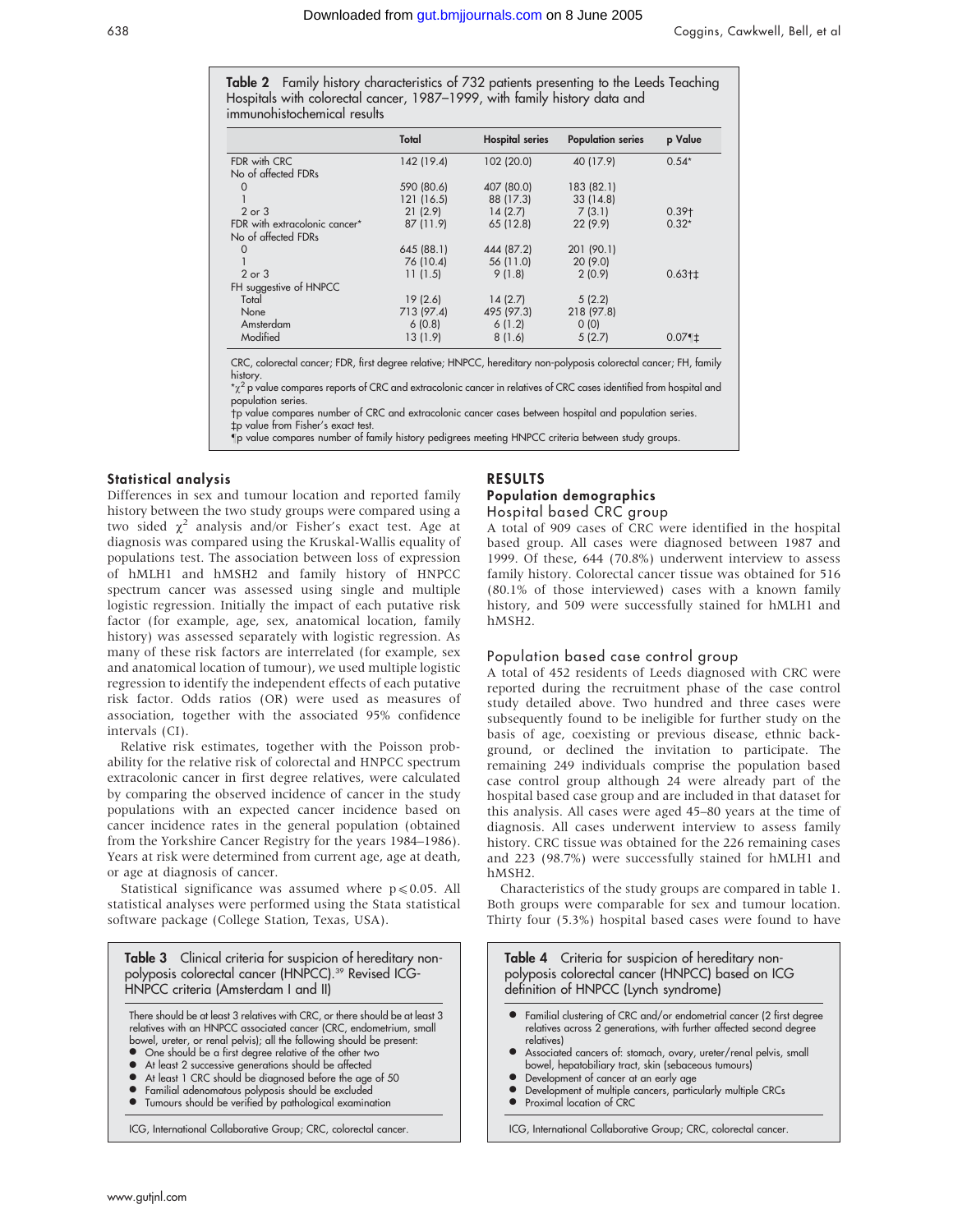**Table 2** Family history characteristics of 732 patients presenting to the Leeds Teaching Hospitals with colorectal cancer, 1987–1999, with family history data and immunohistochemical results

| | Total | Hospital series | Population series | p Value |
|---|---|---|---|---|
| FDR with CRC | 142 (19.4) | 102 (20.0) | 40 (17.9) | 0.54* |
| No of affected FDRs | | | | |
| 0 | 590 (80.6) | 407 (80.0) | 183 (82.1) | |
| 1 | 121 (16.5) | 88 (17.3) | 33 (14.8) | |
| 2 or 3 | 21 (2.9) | 14 (2.7) | 7 (3.1) | 0.39† |
| FDR with extracolonic cancer* | 87 (11.9) | 65 (12.8) | 22 (9.9) | 0.32* |
| No of affected FDRs | | | | |
| 0 | 645 (88.1) | 444 (87.2) | 201 (90.1) | |
| 1 | 76 (10.4) | 56 (11.0) | 20 (9.0) | |
| 2 or 3 | 11 (1.5) | 9 (1.8) | 2 (0.9) | 0.63†‡ |
| FH suggestive of HNPCC | | | | |
| Total | 19 (2.6) | 14 (2.7) | 5 (2.2) | |
| None | 713 (97.4) | 495 (97.3) | 218 (97.8) | |
| Amsterdam | 6 (0.8) | 6 (1.2) | 0 (0) | |
| Modified | 13 (1.9) | 8 (1.6) | 5 (2.7) | 0.07¶‡ |

CRC, colorectal cancer; FDR, first degree relative; HNPCC, hereditary non-polyposis colorectal cancer; FH, family history.
*$\chi^2$ p value compares reports of CRC and extracolonic cancer in relatives of CRC cases identified from hospital and population series.
†p value compares number of CRC and extracolonic cancer cases between hospital and population series.
‡p value from Fisher's exact test.
¶p value compares number of family history pedigrees meeting HNPCC criteria between study groups.

### Statistical analysis

Differences in sex and tumour location and reported family history between the two study groups were compared using a two sided $\chi^2$ analysis and/or Fisher's exact test. Age at diagnosis was compared using the Kruskal-Wallis equality of populations test. The association between loss of expression of hMLH1 and hMSH2 and family history of HNPCC spectrum cancer was assessed using single and multiple logistic regression. Initially the impact of each putative risk factor (for example, age, sex, anatomical location, family history) was assessed separately with logistic regression. As many of these risk factors are interrelated (for example, sex and anatomical location of tumour), we used multiple logistic regression to identify the independent effects of each putative risk factor. Odds ratios (OR) were used as measures of association, together with the associated 95% confidence intervals (CI).

Relative risk estimates, together with the Poisson probability for the relative risk of colorectal and HNPCC spectrum extracolonic cancer in first degree relatives, were calculated by comparing the observed incidence of cancer in the study populations with an expected cancer incidence based on cancer incidence rates in the general population (obtained from the Yorkshire Cancer Registry for the years 1984–1986). Years at risk were determined from current age, age at death, or age at diagnosis of cancer.

Statistical significance was assumed where $p \leqslant 0.05$. All statistical analyses were performed using the Stata statistical software package (College Station, Texas, USA).

## RESULTS

### Population demographics

#### Hospital based CRC group

A total of 909 cases of CRC were identified in the hospital based group. All cases were diagnosed between 1987 and 1999. Of these, 644 (70.8%) underwent interview to assess family history. Colorectal cancer tissue was obtained for 516 (80.1% of those interviewed) cases with a known family history, and 509 were successfully stained for hMLH1 and hMSH2.

#### Population based case control group

A total of 452 residents of Leeds diagnosed with CRC were reported during the recruitment phase of the case control study detailed above. Two hundred and three cases were subsequently found to be ineligible for further study on the basis of age, coexisting or previous disease, ethnic background, or declined the invitation to participate. The remaining 249 individuals comprise the population based case control group although 24 were already part of the hospital based case group and are included in that dataset for this analysis. All cases were aged 45–80 years at the time of diagnosis. All cases underwent interview to assess family history. CRC tissue was obtained for the 226 remaining cases and 223 (98.7%) were successfully stained for hMLH1 and hMSH2.

Characteristics of the study groups are compared in table 1. Both groups were comparable for sex and tumour location. Thirty four (5.3%) hospital based cases were found to have

**Table 3** Clinical criteria for suspicion of hereditary non-polyposis colorectal cancer (HNPCC).[39] Revised ICG-HNPCC criteria (Amsterdam I and II)

There should be at least 3 relatives with CRC, or there should be at least 3 relatives with an HNPCC associated cancer (CRC, endometrium, small bowel, ureter, or renal pelvis); all the following should be present:

- One should be a first degree relative of the other two
- At least 2 successive generations should be affected
- At least 1 CRC should be diagnosed before the age of 50
- Familial adenomatous polyposis should be excluded
- Tumours should be verified by pathological examination

ICG, International Collaborative Group; CRC, colorectal cancer.

**Table 4** Criteria for suspicion of hereditary non-polyposis colorectal cancer (HNPCC) based on ICG definition of HNPCC (Lynch syndrome)

- Familial clustering of CRC and/or endometrial cancer (2 first degree relatives across 2 generations, with further affected second degree relatives)
- Associated cancers of: stomach, ovary, ureter/renal pelvis, small bowel, hepatobiliary tract, skin (sebaceous tumours)
- Development of cancer at an early age
- Development of multiple cancers, particularly multiple CRCs
- Proximal location of CRC

ICG, International Collaborative Group; CRC, colorectal cancer.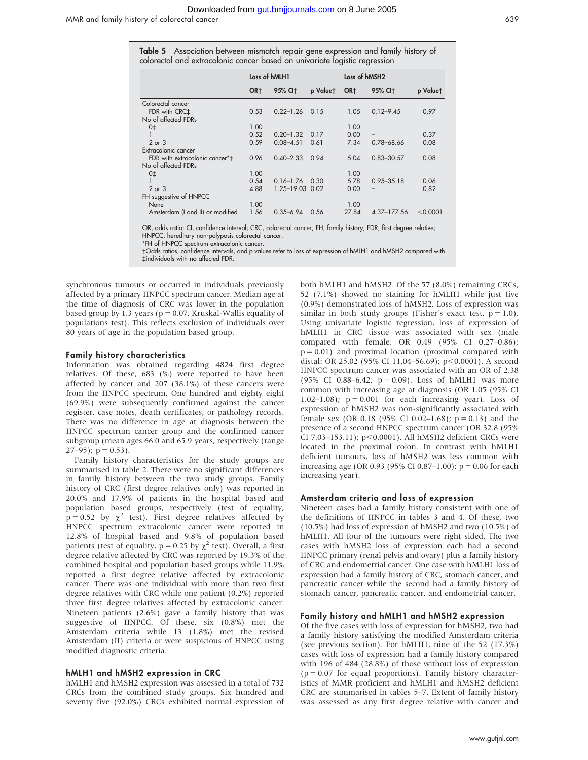**Table 5** Association between mismatch repair gene expression and family history of colorectal and extracolonic cancer based on univariate logistic regression

| | Loss of hMLH1 | | | Loss of hMSH2 | | |
|---|---|---|---|---|---|---|
| | OR† | 95% CI† | p Value† | OR† | 95% CI† | p Value† |
| Colorectal cancer | | | | | | |
| FDR with CRC‡ | 0.53 | 0.22–1.26 | 0.15 | 1.05 | 0.12–9.45 | 0.97 |
| No of affected FDRs | | | | | | |
| 0‡ | 1.00 | | | 1.00 | | |
| 1 | 0.52 | 0.20–1.32 | 0.17 | 0.00 | – | 0.37 |
| 2 or 3 | 0.59 | 0.08–4.51 | 0.61 | 7.34 | 0.78–68.66 | 0.08 |
| Extracolonic cancer | | | | | | |
| FDR with extracolonic cancer*‡ | 0.96 | 0.40–2.33 | 0.94 | 5.04 | 0.83–30.57 | 0.08 |
| No of affected FDRs | | | | | | |
| 0‡ | 1.00 | | | 1.00 | | |
| 1 | 0.54 | 0.16–1.76 | 0.30 | 5.78 | 0.95–35.18 | 0.06 |
| 2 or 3 | 4.88 | 1.25–19.03 | 0.02 | 0.00 | – | 0.82 |
| FH suggestive of HNPCC | | | | | | |
| None | 1.00 | | | 1.00 | | |
| Amsterdam (I and II) or modified | 1.56 | 0.35–6.94 | 0.56 | 27.84 | 4.37–177.56 | <0.0001 |

OR, odds ratio; CI, confidence interval; CRC, colorectal cancer; FH, family history; FDR, first degree relative; HNPCC, hereditary non-polyposis colorectal cancer.
*FH of HNPCC spectrum extracolonic cancer.
†Odds ratios, confidence intervals, and p values refer to loss of expression of hMLH1 and hMSH2 compared with
‡individuals with no affected FDR.

synchronous tumours or occurred in individuals previously affected by a primary HNPCC spectrum cancer. Median age at the time of diagnosis of CRC was lower in the population based group by 1.3 years (p = 0.07, Kruskal-Wallis equality of populations test). This reflects exclusion of individuals over 80 years of age in the population based group.

### Family history characteristics

Information was obtained regarding 4824 first degree relatives. Of these, 683 (%) were reported to have been affected by cancer and 207 (38.1%) of these cancers were from the HNPCC spectrum. One hundred and eighty eight (69.9%) were subsequently confirmed against the cancer register, case notes, death certificates, or pathology records. There was no difference in age at diagnosis between the HNPCC spectrum cancer group and the confirmed cancer subgroup (mean ages 66.0 and 65.9 years, respectively (range 27–95); p = 0.53).

Family history characteristics for the study groups are summarised in table 2. There were no significant differences in family history between the two study groups. Family history of CRC (first degree relatives only) was reported in 20.0% and 17.9% of patients in the hospital based and population based groups, respectively (test of equality, p = 0.52 by $\chi^2$ test). First degree relatives affected by HNPCC spectrum extracolonic cancer were reported in 12.8% of hospital based and 9.8% of population based patients (test of equality, p = 0.25 by $\chi^2$ test). Overall, a first degree relative affected by CRC was reported by 19.3% of the combined hospital and population based groups while 11.9% reported a first degree relative affected by extracolonic cancer. There was one individual with more than two first degree relatives with CRC while one patient (0.2%) reported three first degree relatives affected by extracolonic cancer. Nineteen patients (2.6%) gave a family history that was suggestive of HNPCC. Of these, six (0.8%) met the Amsterdam criteria while 13 (1.8%) met the revised Amsterdam (II) criteria or were suspicious of HNPCC using modified diagnostic criteria.

### hMLH1 and hMSH2 expression in CRC

hMLH1 and hMSH2 expression was assessed in a total of 732 CRCs from the combined study groups. Six hundred and seventy five (92.0%) CRCs exhibited normal expression of both hMLH1 and hMSH2. Of the 57 (8.0%) remaining CRCs, 52 (7.1%) showed no staining for hMLH1 while just five (0.9%) demonstrated loss of hMSH2. Loss of expression was similar in both study groups (Fisher's exact test, p = 1.0). Using univariate logistic regression, loss of expression of hMLH1 in CRC tissue was associated with sex (male compared with female: OR 0.49 (95% CI 0.27–0.86); p = 0.01) and proximal location (proximal compared with distal: OR 25.02 (95% CI 11.04–56.69); p<0.0001). A second HNPCC spectrum cancer was associated with an OR of 2.38 (95% CI 0.88–6.42; p = 0.09). Loss of hMLH1 was more common with increasing age at diagnosis (OR 1.05 (95% CI 1.02–1.08); p = 0.001 for each increasing year). Loss of expression of hMSH2 was non-significantly associated with female sex (OR 0.18 (95% CI 0.02–1.68); p = 0.13) and the presence of a second HNPCC spectrum cancer (OR 32.8 (95% CI 7.03–153.11); p<0.0001). All hMSH2 deficient CRCs were located in the proximal colon. In contrast with hMLH1 deficient tumours, loss of hMSH2 was less common with increasing age (OR 0.93 (95% CI 0.87–1.00); p = 0.06 for each increasing year).

### Amsterdam criteria and loss of expression

Nineteen cases had a family history consistent with one of the definitions of HNPCC in tables 3 and 4. Of these, two (10.5%) had loss of expression of hMSH2 and two (10.5%) of hMLH1. All four of the tumours were right sided. The two cases with hMSH2 loss of expression each had a second HNPCC primary (renal pelvis and ovary) plus a family history of CRC and endometrial cancer. One case with hMLH1 loss of expression had a family history of CRC, stomach cancer, and pancreatic cancer while the second had a family history of stomach cancer, pancreatic cancer, and endometrial cancer.

### Family history and hMLH1 and hMSH2 expression

Of the five cases with loss of expression for hMSH2, two had a family history satisfying the modified Amsterdam criteria (see previous section). For hMLH1, nine of the 52 (17.3%) cases with loss of expression had a family history compared with 196 of 484 (28.8%) of those without loss of expression (p = 0.07 for equal proportions). Family history characteristics of MMR proficient and hMLH1 and hMSH2 deficient CRC are summarised in tables 5–7. Extent of family history was assessed as any first degree relative with cancer and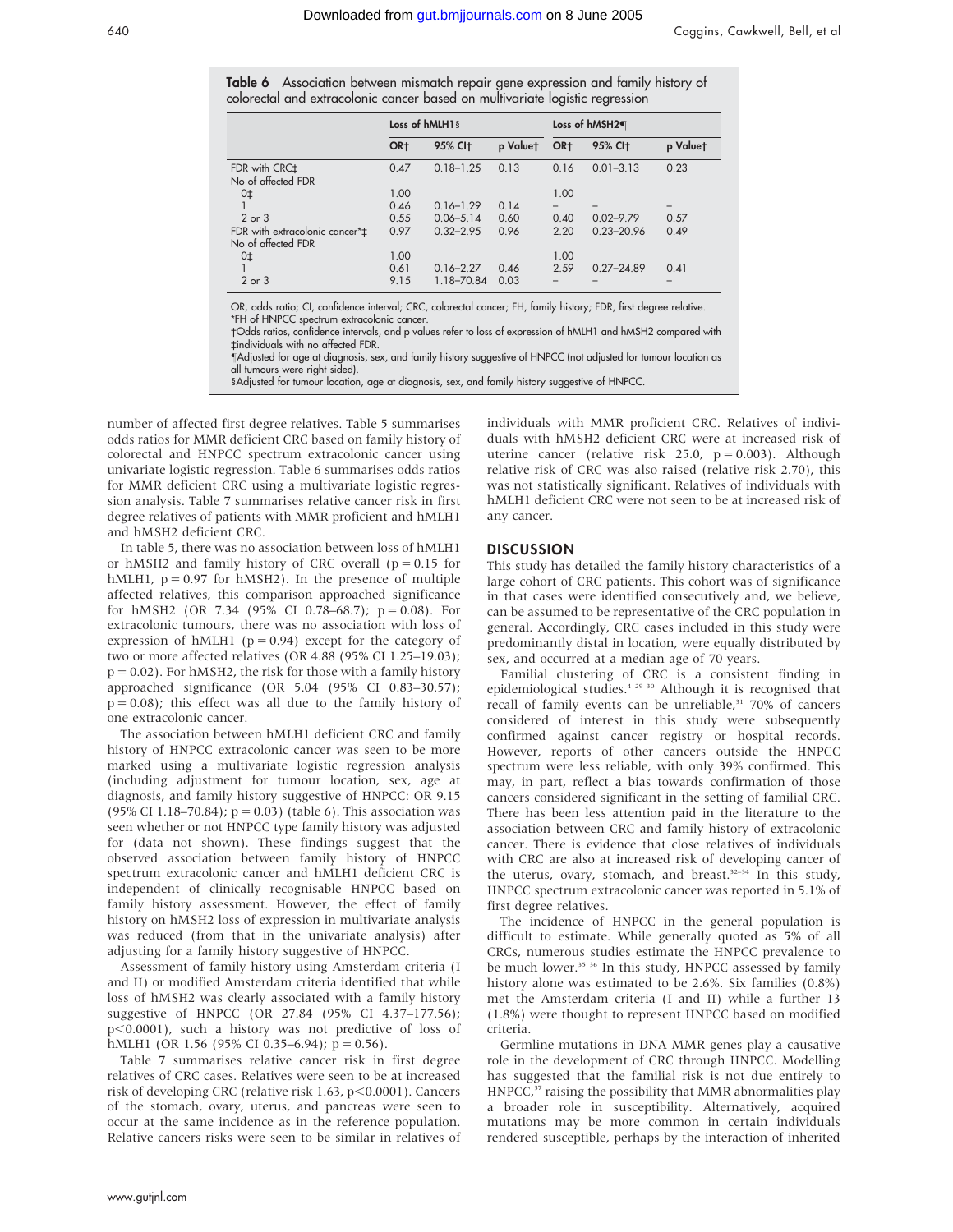**Table 6** Association between mismatch repair gene expression and family history of colorectal and extracolonic cancer based on multivariate logistic regression

| | Loss of hMLH1§ | | | Loss of hMSH2¶ | | |
|---|---|---|---|---|---|---|
| | OR† | 95% CI† | p Value† | OR† | 95% CI† | p Value† |
| FDR with CRC‡ | 0.47 | 0.18–1.25 | 0.13 | 0.16 | 0.01–3.13 | 0.23 |
| No of affected FDR | | | | | | |
| 0‡ | 1.00 | | | 1.00 | | |
| 1 | 0.46 | 0.16–1.29 | 0.14 | – | – | – |
| 2 or 3 | 0.55 | 0.06–5.14 | 0.60 | 0.40 | 0.02–9.79 | 0.57 |
| FDR with extracolonic cancer*‡ | 0.97 | 0.32–2.95 | 0.96 | 2.20 | 0.23–20.96 | 0.49 |
| No of affected FDR | | | | | | |
| 0‡ | 1.00 | | | 1.00 | | |
| 1 | 0.61 | 0.16–2.27 | 0.46 | 2.59 | 0.27–24.89 | 0.41 |
| 2 or 3 | 9.15 | 1.18–70.84 | 0.03 | – | – | – |

OR, odds ratio; CI, confidence interval; CRC, colorectal cancer; FH, family history; FDR, first degree relative.
*FH of HNPCC spectrum extracolonic cancer.
†Odds ratios, confidence intervals, and p values refer to loss of expression of hMLH1 and hMSH2 compared with ‡individuals with no affected FDR.
¶Adjusted for age at diagnosis, sex, and family history suggestive of HNPCC (not adjusted for tumour location as all tumours were right sided).
§Adjusted for tumour location, age at diagnosis, sex, and family history suggestive of HNPCC.

number of affected first degree relatives. Table 5 summarises odds ratios for MMR deficient CRC based on family history of colorectal and HNPCC spectrum extracolonic cancer using univariate logistic regression. Table 6 summarises odds ratios for MMR deficient CRC using a multivariate logistic regression analysis. Table 7 summarises relative cancer risk in first degree relatives of patients with MMR proficient and hMLH1 and hMSH2 deficient CRC.

In table 5, there was no association between loss of hMLH1 or hMSH2 and family history of CRC overall ($p = 0.15$ for hMLH1, $p = 0.97$ for hMSH2). In the presence of multiple affected relatives, this comparison approached significance for hMSH2 (OR 7.34 (95% CI 0.78–68.7); $p = 0.08$). For extracolonic tumours, there was no association with loss of expression of hMLH1 ($p = 0.94$) except for the category of two or more affected relatives (OR 4.88 (95% CI 1.25–19.03); $p = 0.02$). For hMSH2, the risk for those with a family history approached significance (OR 5.04 (95% CI 0.83–30.57); $p = 0.08$); this effect was all due to the family history of one extracolonic cancer.

The association between hMLH1 deficient CRC and family history of HNPCC extracolonic cancer was seen to be more marked using a multivariate logistic regression analysis (including adjustment for tumour location, sex, age at diagnosis, and family history suggestive of HNPCC: OR 9.15 (95% CI 1.18–70.84); $p = 0.03$) (table 6). This association was seen whether or not HNPCC type family history was adjusted for (data not shown). These findings suggest that the observed association between family history of HNPCC spectrum extracolonic cancer and hMLH1 deficient CRC is independent of clinically recognisable HNPCC based on family history assessment. However, the effect of family history on hMSH2 loss of expression in multivariate analysis was reduced (from that in the univariate analysis) after adjusting for a family history suggestive of HNPCC.

Assessment of family history using Amsterdam criteria (I and II) or modified Amsterdam criteria identified that while loss of hMSH2 was clearly associated with a family history suggestive of HNPCC (OR 27.84 (95% CI 4.37–177.56); $p < 0.0001$), such a history was not predictive of loss of hMLH1 (OR 1.56 (95% CI 0.35–6.94); $p = 0.56$).

Table 7 summarises relative cancer risk in first degree relatives of CRC cases. Relatives were seen to be at increased risk of developing CRC (relative risk 1.63, $p < 0.0001$). Cancers of the stomach, ovary, uterus, and pancreas were seen to occur at the same incidence as in the reference population. Relative cancers risks were seen to be similar in relatives of individuals with MMR proficient CRC. Relatives of individuals with hMSH2 deficient CRC were at increased risk of uterine cancer (relative risk 25.0, $p = 0.003$). Although relative risk of CRC was also raised (relative risk 2.70), this was not statistically significant. Relatives of individuals with hMLH1 deficient CRC were not seen to be at increased risk of any cancer.

## DISCUSSION

This study has detailed the family history characteristics of a large cohort of CRC patients. This cohort was of significance in that cases were identified consecutively and, we believe, can be assumed to be representative of the CRC population in general. Accordingly, CRC cases included in this study were predominantly distal in location, were equally distributed by sex, and occurred at a median age of 70 years.

Familial clustering of CRC is a consistent finding in epidemiological studies.[4 29 30] Although it is recognised that recall of family events can be unreliable,[31] 70% of cancers considered of interest in this study were subsequently confirmed against cancer registry or hospital records. However, reports of other cancers outside the HNPCC spectrum were less reliable, with only 39% confirmed. This may, in part, reflect a bias towards confirmation of those cancers considered significant in the setting of familial CRC. There has been less attention paid in the literature to the association between CRC and family history of extracolonic cancer. There is evidence that close relatives of individuals with CRC are also at increased risk of developing cancer of the uterus, ovary, stomach, and breast.[32–34] In this study, HNPCC spectrum extracolonic cancer was reported in 5.1% of first degree relatives.

The incidence of HNPCC in the general population is difficult to estimate. While generally quoted as 5% of all CRCs, numerous studies estimate the HNPCC prevalence to be much lower.[35 36] In this study, HNPCC assessed by family history alone was estimated to be 2.6%. Six families (0.8%) met the Amsterdam criteria (I and II) while a further 13 (1.8%) were thought to represent HNPCC based on modified criteria.

Germline mutations in DNA MMR genes play a causative role in the development of CRC through HNPCC. Modelling has suggested that the familial risk is not due entirely to HNPCC,[37] raising the possibility that MMR abnormalities play a broader role in susceptibility. Alternatively, acquired mutations may be more common in certain individuals rendered susceptible, perhaps by the interaction of inherited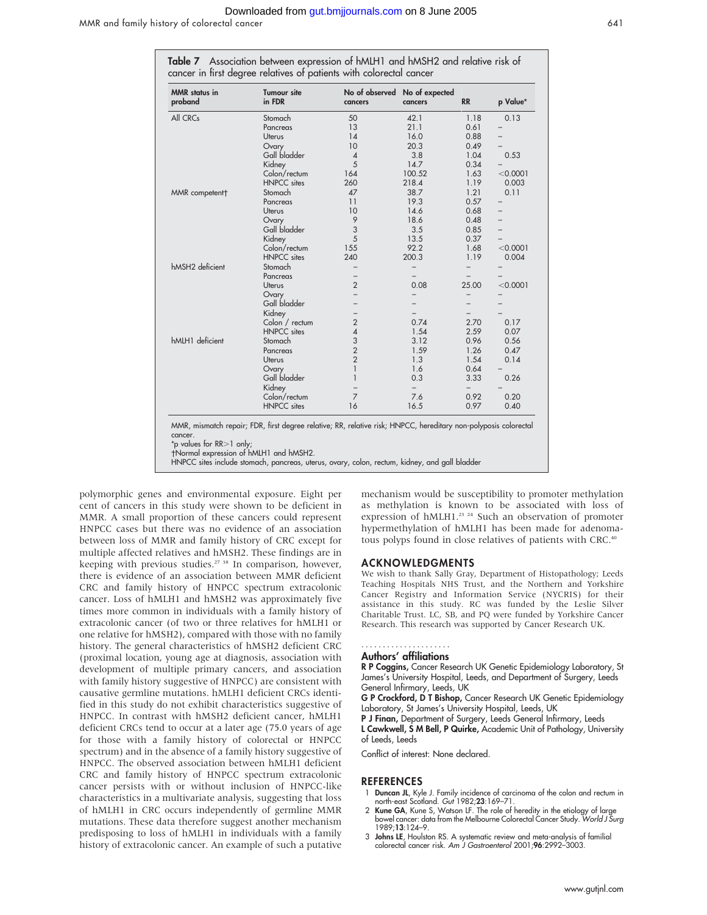**Table 7** Association between expression of hMLH1 and hMSH2 and relative risk of cancer in first degree relatives of patients with colorectal cancer

| MMR status in proband | Tumour site in FDR | No of observed cancers | No of expected cancers | RR | p Value* |
|---|---|---|---|---|---|
| All CRCs | Stomach | 50 | 42.1 | 1.18 | 0.13 |
| | Pancreas | 13 | 21.1 | 0.61 | – |
| | Uterus | 14 | 16.0 | 0.88 | – |
| | Ovary | 10 | 20.3 | 0.49 | – |
| | Gall bladder | 4 | 3.8 | 1.04 | 0.53 |
| | Kidney | 5 | 14.7 | 0.34 | – |
| | Colon/rectum | 164 | 100.52 | 1.63 | <0.0001 |
| | HNPCC sites | 260 | 218.4 | 1.19 | 0.003 |
| MMR competent† | Stomach | 47 | 38.7 | 1.21 | 0.11 |
| | Pancreas | 11 | 19.3 | 0.57 | – |
| | Uterus | 10 | 14.6 | 0.68 | – |
| | Ovary | 9 | 18.6 | 0.48 | – |
| | Gall bladder | 3 | 3.5 | 0.85 | – |
| | Kidney | 5 | 13.5 | 0.37 | – |
| | Colon/rectum | 155 | 92.2 | 1.68 | <0.0001 |
| | HNPCC sites | 240 | 200.3 | 1.19 | 0.004 |
| hMSH2 deficient | Stomach | – | – | – | – |
| | Pancreas | – | – | – | – |
| | Uterus | 2 | 0.08 | 25.00 | <0.0001 |
| | Ovary | – | – | – | – |
| | Gall bladder | – | – | – | – |
| | Kidney | – | – | – | – |
| | Colon / rectum | 2 | 0.74 | 2.70 | 0.17 |
| | HNPCC sites | 4 | 1.54 | 2.59 | 0.07 |
| hMLH1 deficient | Stomach | 3 | 3.12 | 0.96 | 0.56 |
| | Pancreas | 2 | 1.59 | 1.26 | 0.47 |
| | Uterus | 2 | 1.3 | 1.54 | 0.14 |
| | Ovary | 1 | 1.6 | 0.64 | – |
| | Gall bladder | 1 | 0.3 | 3.33 | 0.26 |
| | Kidney | – | – | – | – |
| | Colon/rectum | 7 | 7.6 | 0.92 | 0.20 |
| | HNPCC sites | 16 | 16.5 | 0.97 | 0.40 |

MMR, mismatch repair; FDR, first degree relative; RR, relative risk; HNPCC, hereditary non-polyposis colorectal cancer.
*p values for RR>1 only;
†Normal expression of hMLH1 and hMSH2.
HNPCC sites include stomach, pancreas, uterus, ovary, colon, rectum, kidney, and gall bladder

polymorphic genes and environmental exposure. Eight per cent of cancers in this study were shown to be deficient in MMR. A small proportion of these cancers could represent HNPCC cases but there was no evidence of an association between loss of MMR and family history of CRC except for multiple affected relatives and hMSH2. These findings are in keeping with previous studies.[27 38] In comparison, however, there is evidence of an association between MMR deficient CRC and family history of HNPCC spectrum extracolonic cancer. Loss of hMLH1 and hMSH2 was approximately five times more common in individuals with a family history of extracolonic cancer (of two or three relatives for hMLH1 or one relative for hMSH2), compared with those with no family history. The general characteristics of hMSH2 deficient CRC (proximal location, young age at diagnosis, association with development of multiple primary cancers, and association with family history suggestive of HNPCC) are consistent with causative germline mutations. hMLH1 deficient CRCs identified in this study do not exhibit characteristics suggestive of HNPCC. In contrast with hMSH2 deficient cancer, hMLH1 deficient CRCs tend to occur at a later age (75.0 years of age for those with a family history of colorectal or HNPCC spectrum) and in the absence of a family history suggestive of HNPCC. The observed association between hMLH1 deficient CRC and family history of HNPCC spectrum extracolonic cancer persists with or without inclusion of HNPCC-like characteristics in a multivariate analysis, suggesting that loss of hMLH1 in CRC occurs independently of germline MMR mutations. These data therefore suggest another mechanism predisposing to loss of hMLH1 in individuals with a family history of extracolonic cancer. An example of such a putative mechanism would be susceptibility to promoter methylation as methylation is known to be associated with loss of expression of hMLH1.[23 24] Such an observation of promoter hypermethylation of hMLH1 has been made for adenomatous polyps found in close relatives of patients with CRC.[40]

## ACKNOWLEDGMENTS

We wish to thank Sally Gray, Department of Histopathology; Leeds Teaching Hospitals NHS Trust, and the Northern and Yorkshire Cancer Registry and Information Service (NYCRIS) for their assistance in this study. RC was funded by the Leslie Silver Charitable Trust. LC, SB, and PQ were funded by Yorkshire Cancer Research. This research was supported by Cancer Research UK.

### Authors' affiliations

**R P Coggins,** Cancer Research UK Genetic Epidemiology Laboratory, St James's University Hospital, Leeds, and Department of Surgery, Leeds General Infirmary, Leeds, UK
**G P Crockford, D T Bishop,** Cancer Research UK Genetic Epidemiology Laboratory, St James's University Hospital, Leeds, UK
**P J Finan,** Department of Surgery, Leeds General Infirmary, Leeds
**L Cawkwell, S M Bell, P Quirke,** Academic Unit of Pathology, University of Leeds, Leeds

Conflict of interest: None declared.

## REFERENCES

1. **Duncan JL**, Kyle J. Family incidence of carcinoma of the colon and rectum in north-east Scotland. *Gut* 1982;**23**:169–71.
2. **Kune GA**, Kune S, Watson LF. The role of heredity in the etiology of large bowel cancer: data from the Melbourne Colorectal Cancer Study. *World J Surg* 1989;**13**:124–9.
3. **Johns LE**, Houlston RS. A systematic review and meta-analysis of familial colorectal cancer risk. *Am J Gastroenterol* 2001;**96**:2992–3003.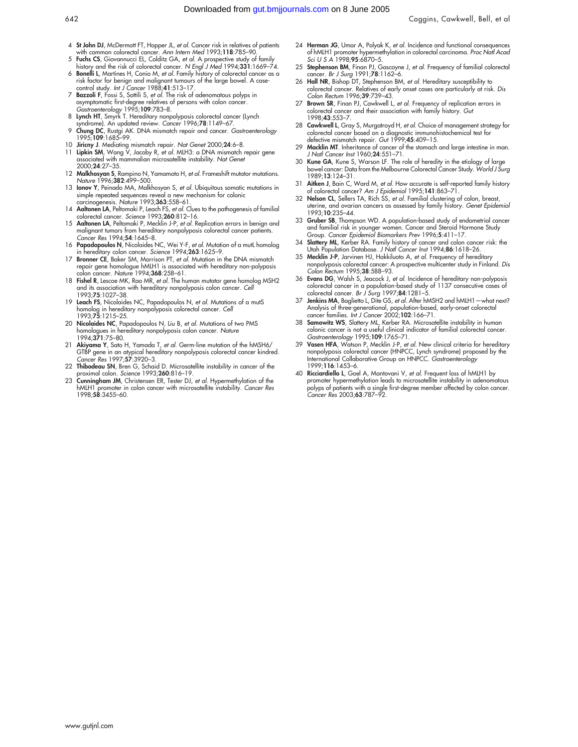4 **St John DJ**, McDermott FT, Hopper JL, *et al*. Cancer risk in relatives of patients with common colorectal cancer. *Ann Intern Med* 1993;**118**:785–90.
5 **Fuchs CS**, Giovannucci EL, Colditz GA, *et al*. A prospective study of family history and the risk of colorectal cancer. *N Engl J Med* 1994;**331**:1669–74.
6 **Bonelli L**, Martines H, Conio M, *et al*. Family history of colorectal cancer as a risk factor for benign and malignant tumours of the large bowel. A case-control study. *Int J Cancer* 1988;**41**:513–17.
7 **Bazzoli F**, Fossi S, Sottili S, *et al*. The risk of adenomatous polyps in asymptomatic first-degree relatives of persons with colon cancer. *Gastroenterology* 1995;**109**:783–8.
8 **Lynch HT**, Smyrk T. Hereditary nonpolyposis colorectal cancer (Lynch syndrome). An updated review. *Cancer* 1996;**78**:1149–67.
9 **Chung DC**, Rustgi AK. DNA mismatch repair and cancer. *Gastroenterology* 1995;**109**:1685–99.
10 **Jiricny J**. Mediating mismatch repair. *Nat Genet* 2000;**24**:6–8.
11 **Lipkin SM**, Wang V, Jacoby R, *et al*. MLH3: a DNA mismatch repair gene associated with mammalian microsatellite instability. *Nat Genet* 2000;**24**:27–35.
12 **Malkhosyan S**, Rampino N, Yamamoto H, *et al*. Frameshift mutator mutations. *Nature* 1996;**382**:499–500.
13 **Ionov Y**, Peinado MA, Malkhosyan S, *et al*. Ubiquitous somatic mutations in simple repeated sequences reveal a new mechanism for colonic carcinogenesis. *Nature* 1993;**363**:558–61.
14 **Aaltonen LA**, Peltomaki P, Leach FS, *et al*. Clues to the pathogenesis of familial colorectal cancer. *Science* 1993;**260**:812–16.
15 **Aaltonen LA**, Peltomaki P, Mecklin J-P, *et al*. Replication errors in benign and malignant tumors from hereditary nonpolyposis colorectal cancer patients. *Cancer Res* 1994;**54**:1645–8.
16 **Papadopoulos N**, Nicolaides NC, Wei Y-F, *et al*. Mutation of a mutL homolog in hereditary colon cancer. *Science* 1994;**263**:1625–9.
17 **Bronner CE**, Baker SM, Morrison PT, *et al*. Mutation in the DNA mismatch repair gene homologue hMLH1 is associated with hereditary non-polyposis colon cancer. *Nature* 1994;**368**:258–61.
18 **Fishel R**, Lescoe MK, Rao MR, *et al*. The human mutator gene homolog MSH2 and its association with hereditary nonpolyposis colon cancer. *Cell* 1993;**75**:1027–38.
19 **Leach FS**, Nicolaides NC, Papadopoulos N, *et al*. Mutations of a mutS homolog in hereditary nonpolyposis colorectal cancer. *Cell* 1993;**75**:1215–25.
20 **Nicolaides NC**, Papadopoulos N, Liu B, *et al*. Mutations of two PMS homologues in hereditary nonpolyposis colon cancer. *Nature* 1994;**371**:75–80.
21 **Akiyama Y**, Sato H, Yamada T, *et al*. Germ-line mutation of the hMSH6/GTBP gene in an atypical hereditary nonpolyposis colorectal cancer kindred. *Cancer Res* 1997;**57**:3920–3.
22 **Thibodeau SN**, Bren G, Schaid D. Microsatellite instability in cancer of the proximal colon. *Science* 1993;**260**:816–19.
23 **Cunningham JM**, Christensen ER, Tester DJ, *et al*. Hypermethylation of the hMLH1 promoter in colon cancer with microsatellite instability. *Cancer Res* 1998;**58**:3455–60.
24 **Herman JG**, Umar A, Polyak K, *et al*. Incidence and functional consequences of hMLH1 promoter hypermethylation in colorectal carcinoma. *Proc Natl Acad Sci U S A* 1998;**95**:6870–5.
25 **Stephenson BM**, Finan PJ, Gascoyne J, *et al*. Frequency of familial colorectal cancer. *Br J Surg* 1991;**78**:1162–6.
26 **Hall NR**, Bishop DT, Stephenson BM, *et al*. Hereditary susceptibility to colorectal cancer. Relatives of early onset cases are particularly at risk. *Dis Colon Rectum* 1996;**39**:739–43.
27 **Brown SR**, Finan PJ, Cawkwell L, *et al*. Frequency of replication errors in colorectal cancer and their association with family history. *Gut* 1998;**43**:553–7.
28 **Cawkwell L**, Gray S, Murgatroyd H, *et al*. Choice of management strategy for colorectal cancer based on a diagnostic immunohistochemical test for defective mismatch repair. *Gut* 1999;**45**:409–15.
29 **Macklin MT**. Inheritance of cancer of the stomach and large intestine in man. *J Natl Cancer Inst* 1960;**24**:551–71.
30 **Kune GA**, Kune S, Watson LF. The role of heredity in the etiology of large bowel cancer: Data from the Melbourne Colorectal Cancer Study. *World J Surg* 1989;**13**:124–31.
31 **Aitken J**, Bain C, Ward M, *et al*. How accurate is self-reported family history of colorectal cancer? *Am J Epidemiol* 1995;**141**:863–71.
32 **Nelson CL**, Sellers TA, Rich SS, *et al*. Familial clustering of colon, breast, uterine, and ovarian cancers as assessed by family history. *Genet Epidemiol* 1993;**10**:235–44.
33 **Gruber SB**, Thompson WD. A population-based study of endometrial cancer and familial risk in younger women. Cancer and Steroid Hormone Study Group. *Cancer Epidemiol Biomarkers Prev* 1996;**5**:411–17.
34 **Slattery ML**, Kerber RA. Family history of cancer and colon cancer risk: the Utah Population Database. *J Natl Cancer Inst* 1994;**86**:1618–26.
35 **Mecklin J-P**, Jarvinen HJ, Hakkiluoto A, *et al*. Frequency of hereditary nonpolyposis colorectal cancer: A prospective multicenter study in Finland. *Dis Colon Rectum* 1995;**38**:588–93.
36 **Evans DG**, Walsh S, Jeacock J, *et al*. Incidence of hereditary non-polyposis colorectal cancer in a population-based study of 1137 consecutive cases of colorectal cancer. *Br J Surg* 1997;**84**:1281–5.
37 **Jenkins MA**, Baglietto L, Dite GS, *et al*. After hMSH2 and hMLH1—what next? Analysis of three-generational, population-based, early-onset colorectal cancer families. *Int J Cancer* 2002;**102**:166–71.
38 **Samowitz WS**, Slattery ML, Kerber RA. Microsatellite instability in human colonic cancer is not a useful clinical indicator of familial colorectal cancer. *Gastroenterology* 1995;**109**:1765–71.
39 **Vasen HFA**, Watson P, Mecklin J-P, *et al*. New clinical criteria for hereditary nonpolyposis colorectal cancer (HNPCC, Lynch syndrome) proposed by the International Collaborative Group on HNPCC. *Gastroenterology* 1999;**116**:1453–6.
40 **Ricciardiello L**, Goel A, Mantovani V, *et al*. Frequent loss of hMLH1 by promoter hypermethylation leads to microsatellite instability in adenomatous polyps of patients with a single first-degree member affected by colon cancer. *Cancer Res* 2003;**63**:787–92.